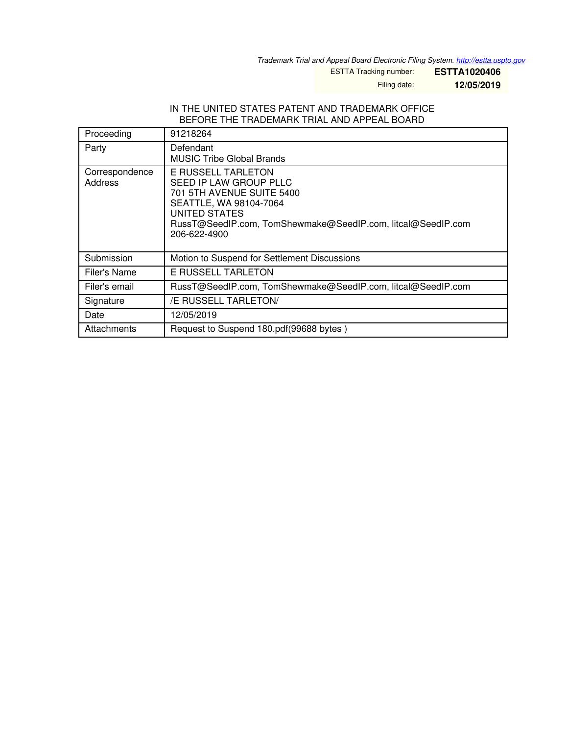*Trademark Trial and Appeal Board Electronic Filing System. http://estta.uspto.gov*

ESTTA Tracking number: **ESTTA1020406**

Filing date: **12/05/2019**

IN THE UNITED STATES PATENT AND TRADEMARK OFFICE
BEFORE THE TRADEMARK TRIAL AND APPEAL BOARD

| | |
|---|---|
| Proceeding | 91218264 |
| Party | Defendant<br>MUSIC Tribe Global Brands |
| Correspondence Address | E RUSSELL TARLETON<br>SEED IP LAW GROUP PLLC<br>701 5TH AVENUE SUITE 5400<br>SEATTLE, WA 98104-7064<br>UNITED STATES<br>RussT@SeedIP.com, TomShewmake@SeedIP.com, litcal@SeedIP.com<br>206-622-4900 |
| Submission | Motion to Suspend for Settlement Discussions |
| Filer's Name | E RUSSELL TARLETON |
| Filer's email | RussT@SeedIP.com, TomShewmake@SeedIP.com, litcal@SeedIP.com |
| Signature | /E RUSSELL TARLETON/ |
| Date | 12/05/2019 |
| Attachments | Request to Suspend 180.pdf(99688 bytes ) |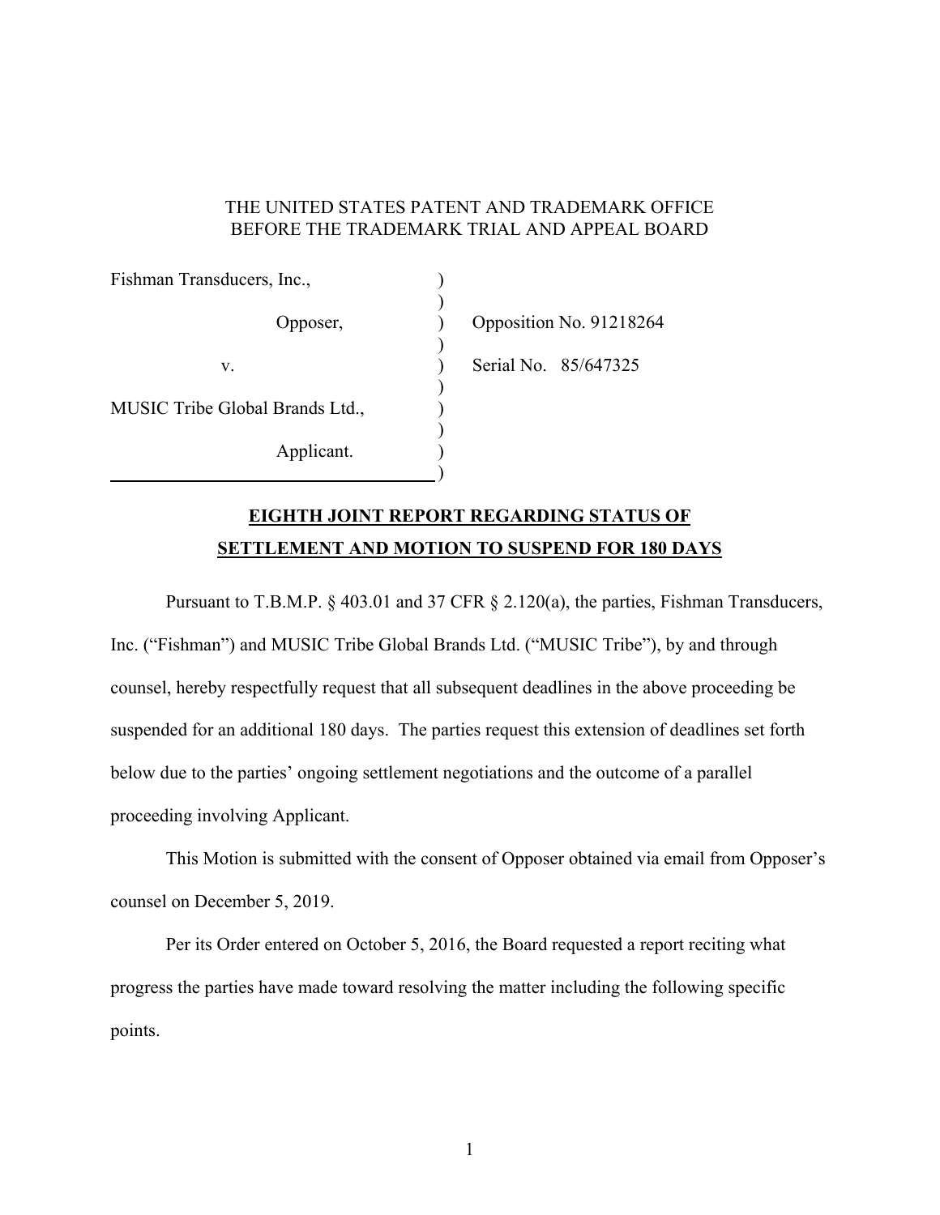THE UNITED STATES PATENT AND TRADEMARK OFFICE
BEFORE THE TRADEMARK TRIAL AND APPEAL BOARD

| | | |
|---|---|---|
| Fishman Transducers, Inc., | ) | |
| | ) | |
| Opposer, | ) | Opposition No. 91218264 |
| | ) | |
| v. | ) | Serial No. 85/647325 |
| | ) | |
| MUSIC Tribe Global Brands Ltd., | ) | |
| | ) | |
| Applicant. | ) | |
| | ) | |

**EIGHTH JOINT REPORT REGARDING STATUS OF SETTLEMENT AND MOTION TO SUSPEND FOR 180 DAYS**

Pursuant to T.B.M.P. § 403.01 and 37 CFR § 2.120(a), the parties, Fishman Transducers, Inc. ("Fishman") and MUSIC Tribe Global Brands Ltd. ("MUSIC Tribe"), by and through counsel, hereby respectfully request that all subsequent deadlines in the above proceeding be suspended for an additional 180 days. The parties request this extension of deadlines set forth below due to the parties' ongoing settlement negotiations and the outcome of a parallel proceeding involving Applicant.

This Motion is submitted with the consent of Opposer obtained via email from Opposer's counsel on December 5, 2019.

Per its Order entered on October 5, 2016, the Board requested a report reciting what progress the parties have made toward resolving the matter including the following specific points.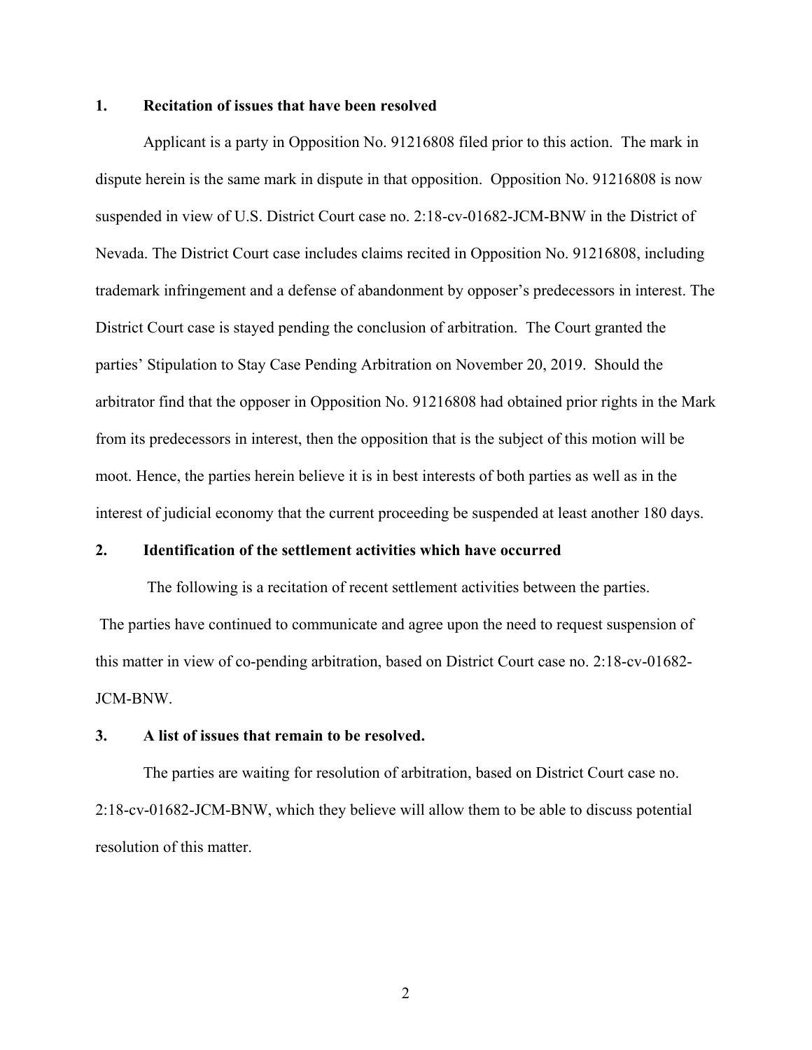## 1. Recitation of issues that have been resolved

Applicant is a party in Opposition No. 91216808 filed prior to this action. The mark in dispute herein is the same mark in dispute in that opposition. Opposition No. 91216808 is now suspended in view of U.S. District Court case no. 2:18-cv-01682-JCM-BNW in the District of Nevada. The District Court case includes claims recited in Opposition No. 91216808, including trademark infringement and a defense of abandonment by opposer's predecessors in interest. The District Court case is stayed pending the conclusion of arbitration. The Court granted the parties' Stipulation to Stay Case Pending Arbitration on November 20, 2019. Should the arbitrator find that the opposer in Opposition No. 91216808 had obtained prior rights in the Mark from its predecessors in interest, then the opposition that is the subject of this motion will be moot. Hence, the parties herein believe it is in best interests of both parties as well as in the interest of judicial economy that the current proceeding be suspended at least another 180 days.

## 2. Identification of the settlement activities which have occurred

The following is a recitation of recent settlement activities between the parties.

The parties have continued to communicate and agree upon the need to request suspension of this matter in view of co-pending arbitration, based on District Court case no. 2:18-cv-01682-JCM-BNW.

## 3. A list of issues that remain to be resolved.

The parties are waiting for resolution of arbitration, based on District Court case no. 2:18-cv-01682-JCM-BNW, which they believe will allow them to be able to discuss potential resolution of this matter.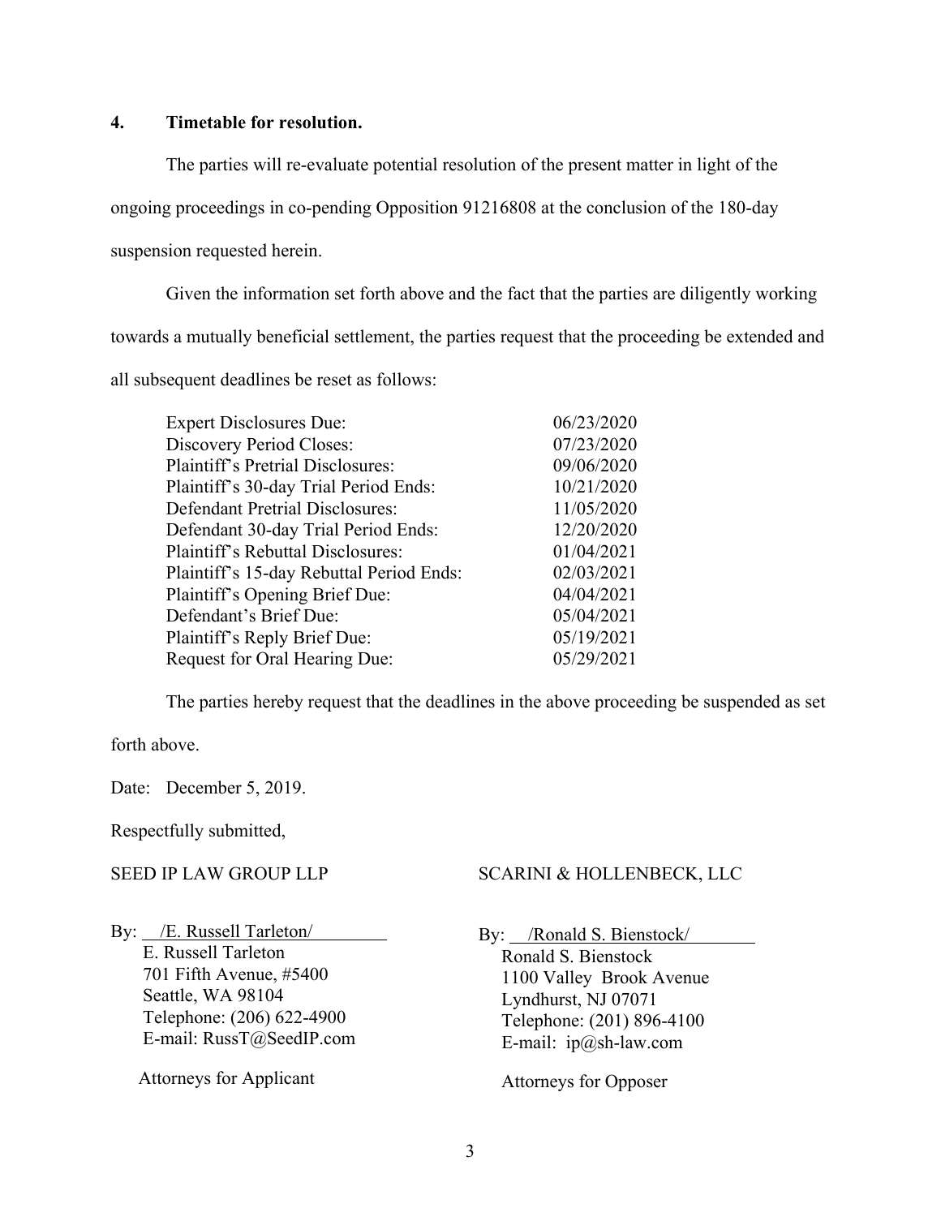## 4. Timetable for resolution.

The parties will re-evaluate potential resolution of the present matter in light of the ongoing proceedings in co-pending Opposition 91216808 at the conclusion of the 180-day suspension requested herein.

Given the information set forth above and the fact that the parties are diligently working towards a mutually beneficial settlement, the parties request that the proceeding be extended and all subsequent deadlines be reset as follows:

| | |
|---|---|
| Expert Disclosures Due: | 06/23/2020 |
| Discovery Period Closes: | 07/23/2020 |
| Plaintiff's Pretrial Disclosures: | 09/06/2020 |
| Plaintiff's 30-day Trial Period Ends: | 10/21/2020 |
| Defendant Pretrial Disclosures: | 11/05/2020 |
| Defendant 30-day Trial Period Ends: | 12/20/2020 |
| Plaintiff's Rebuttal Disclosures: | 01/04/2021 |
| Plaintiff's 15-day Rebuttal Period Ends: | 02/03/2021 |
| Plaintiff's Opening Brief Due: | 04/04/2021 |
| Defendant's Brief Due: | 05/04/2021 |
| Plaintiff's Reply Brief Due: | 05/19/2021 |
| Request for Oral Hearing Due: | 05/29/2021 |

The parties hereby request that the deadlines in the above proceeding be suspended as set forth above.

Date: December 5, 2019.

Respectfully submitted,

SEED IP LAW GROUP LLP

By: /E. Russell Tarleton/
E. Russell Tarleton
701 Fifth Avenue, #5400
Seattle, WA 98104
Telephone: (206) 622-4900
E-mail: RussT@SeedIP.com

Attorneys for Applicant

SCARINI & HOLLENBECK, LLC

By: /Ronald S. Bienstock/
Ronald S. Bienstock
1100 Valley Brook Avenue
Lyndhurst, NJ 07071
Telephone: (201) 896-4100
E-mail: ip@sh-law.com

Attorneys for Opposer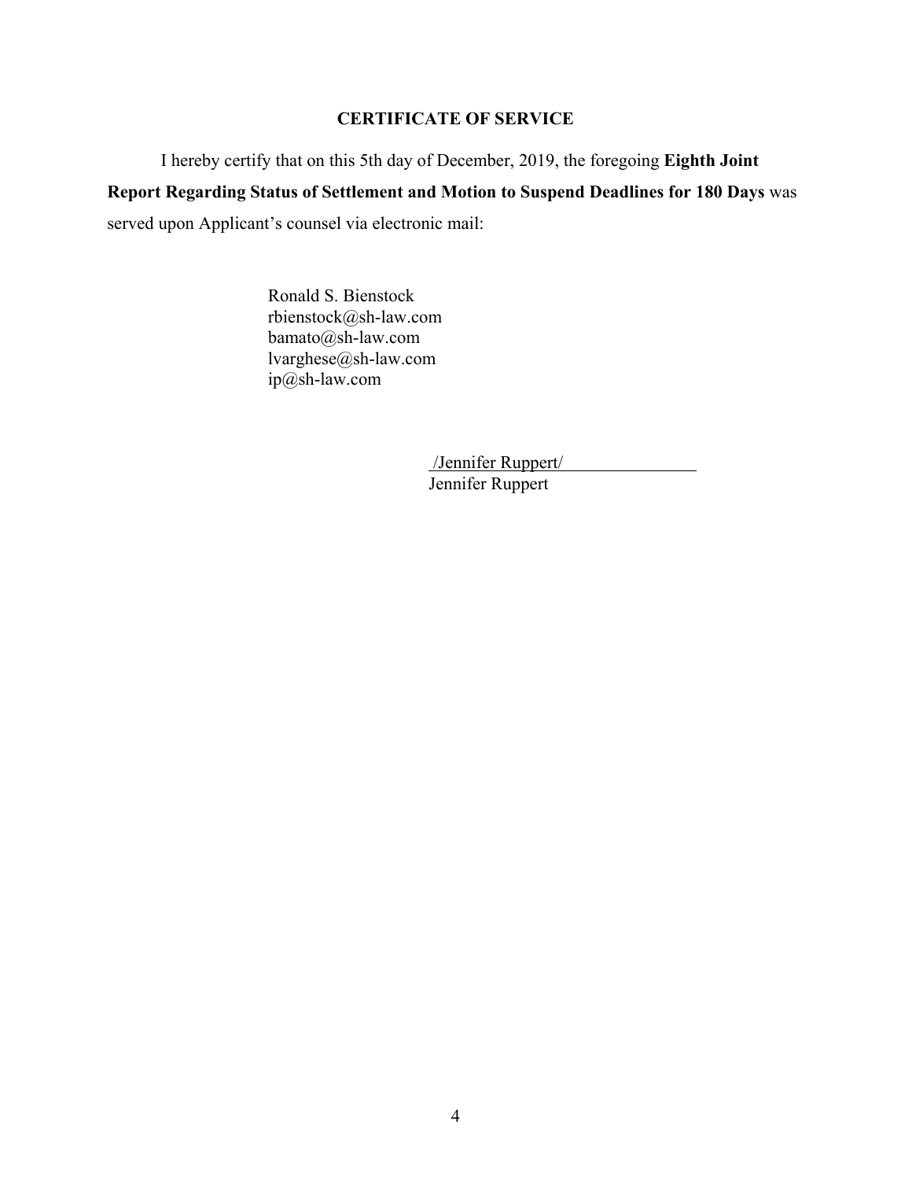## CERTIFICATE OF SERVICE

I hereby certify that on this 5th day of December, 2019, the foregoing **Eighth Joint Report Regarding Status of Settlement and Motion to Suspend Deadlines for 180 Days** was served upon Applicant's counsel via electronic mail:

Ronald S. Bienstock
rbienstock@sh-law.com
bamato@sh-law.com
lvarghese@sh-law.com
ip@sh-law.com

/Jennifer Ruppert/
Jennifer Ruppert